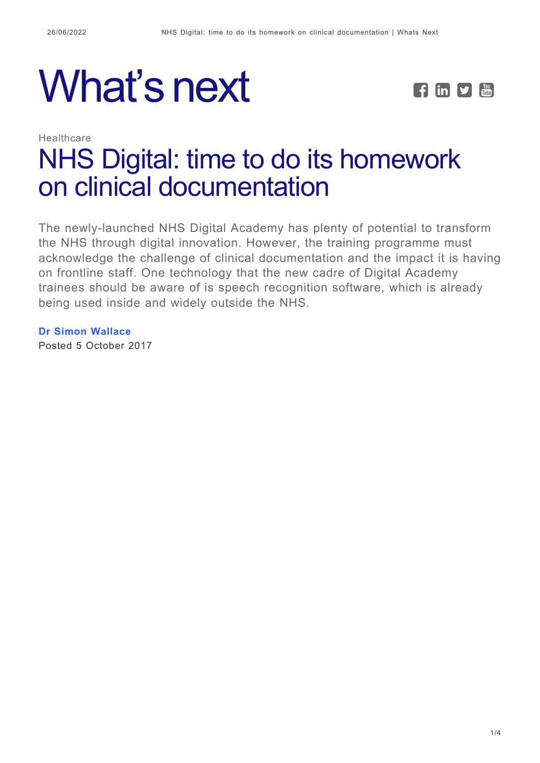# What's next

Healthcare

## NHS Digital: time to do its homework on clinical documentation

The newly-launched NHS Digital Academy has plenty of potential to transform the NHS through digital innovation. However, the training programme must acknowledge the challenge of clinical documentation and the impact it is having on frontline staff. One technology that the new cadre of Digital Academy trainees should be aware of is speech recognition software, which is already being used inside and widely outside the NHS.

**Dr Simon Wallace**

Posted 5 October 2017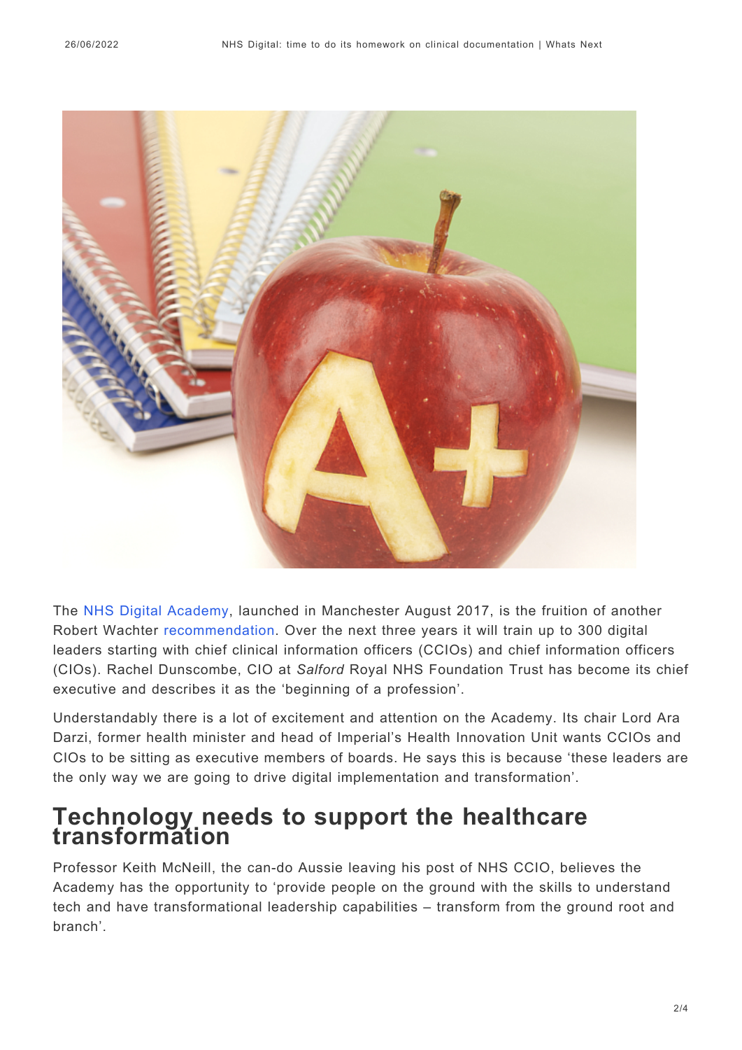The NHS Digital Academy, launched in Manchester August 2017, is the fruition of another Robert Wachter recommendation. Over the next three years it will train up to 300 digital leaders starting with chief clinical information officers (CCIOs) and chief information officers (CIOs). Rachel Dunscombe, CIO at *Salford* Royal NHS Foundation Trust has become its chief executive and describes it as the 'beginning of a profession'.

Understandably there is a lot of excitement and attention on the Academy. Its chair Lord Ara Darzi, former health minister and head of Imperial's Health Innovation Unit wants CCIOs and CIOs to be sitting as executive members of boards. He says this is because 'these leaders are the only way we are going to drive digital implementation and transformation'.

## Technology needs to support the healthcare transformation

Professor Keith McNeill, the can-do Aussie leaving his post of NHS CCIO, believes the Academy has the opportunity to 'provide people on the ground with the skills to understand tech and have transformational leadership capabilities – transform from the ground root and branch'.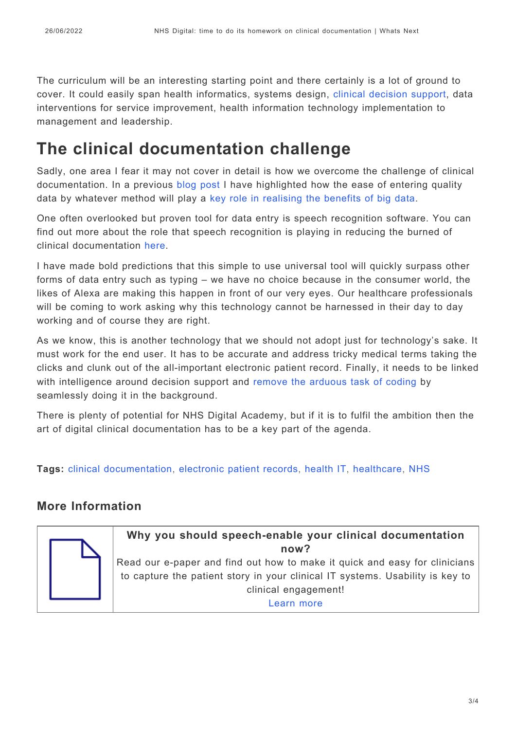The curriculum will be an interesting starting point and there certainly is a lot of ground to cover. It could easily span health informatics, systems design, clinical decision support, data interventions for service improvement, health information technology implementation to management and leadership.

# The clinical documentation challenge

Sadly, one area I fear it may not cover in detail is how we overcome the challenge of clinical documentation. In a previous blog post I have highlighted how the ease of entering quality data by whatever method will play a key role in realising the benefits of big data.

One often overlooked but proven tool for data entry is speech recognition software. You can find out more about the role that speech recognition is playing in reducing the burned of clinical documentation here.

I have made bold predictions that this simple to use universal tool will quickly surpass other forms of data entry such as typing – we have no choice because in the consumer world, the likes of Alexa are making this happen in front of our very eyes. Our healthcare professionals will be coming to work asking why this technology cannot be harnessed in their day to day working and of course they are right.

As we know, this is another technology that we should not adopt just for technology's sake. It must work for the end user. It has to be accurate and address tricky medical terms taking the clicks and clunk out of the all-important electronic patient record. Finally, it needs to be linked with intelligence around decision support and remove the arduous task of coding by seamlessly doing it in the background.

There is plenty of potential for NHS Digital Academy, but if it is to fulfil the ambition then the art of digital clinical documentation has to be a key part of the agenda.

**Tags:** clinical documentation, electronic patient records, health IT, healthcare, NHS

## More Information

**Why you should speech-enable your clinical documentation now?**

Read our e-paper and find out how to make it quick and easy for clinicians to capture the patient story in your clinical IT systems. Usability is key to clinical engagement!

Learn more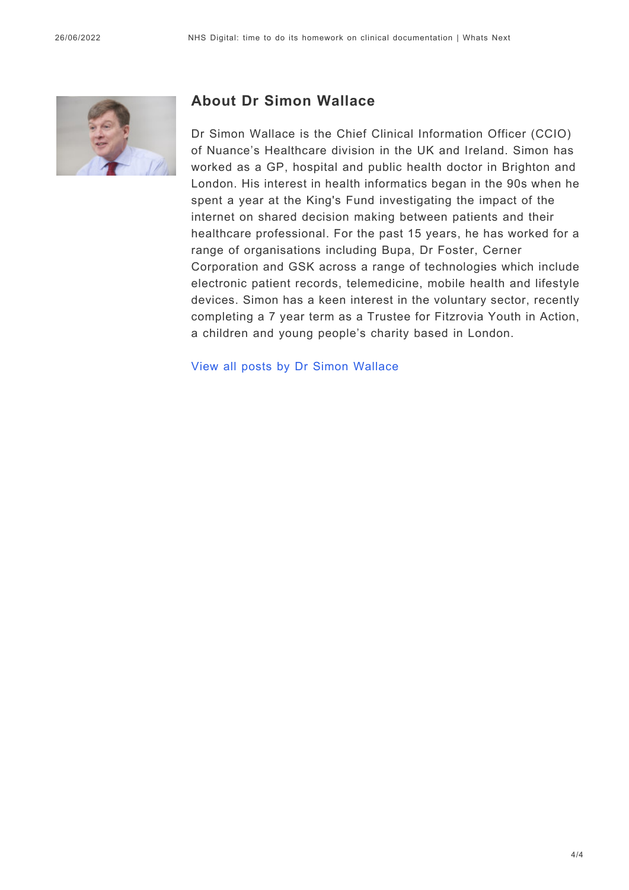## About Dr Simon Wallace

Dr Simon Wallace is the Chief Clinical Information Officer (CCIO) of Nuance's Healthcare division in the UK and Ireland. Simon has worked as a GP, hospital and public health doctor in Brighton and London. His interest in health informatics began in the 90s when he spent a year at the King's Fund investigating the impact of the internet on shared decision making between patients and their healthcare professional. For the past 15 years, he has worked for a range of organisations including Bupa, Dr Foster, Cerner Corporation and GSK across a range of technologies which include electronic patient records, telemedicine, mobile health and lifestyle devices. Simon has a keen interest in the voluntary sector, recently completing a 7 year term as a Trustee for Fitzrovia Youth in Action, a children and young people's charity based in London.

View all posts by Dr Simon Wallace